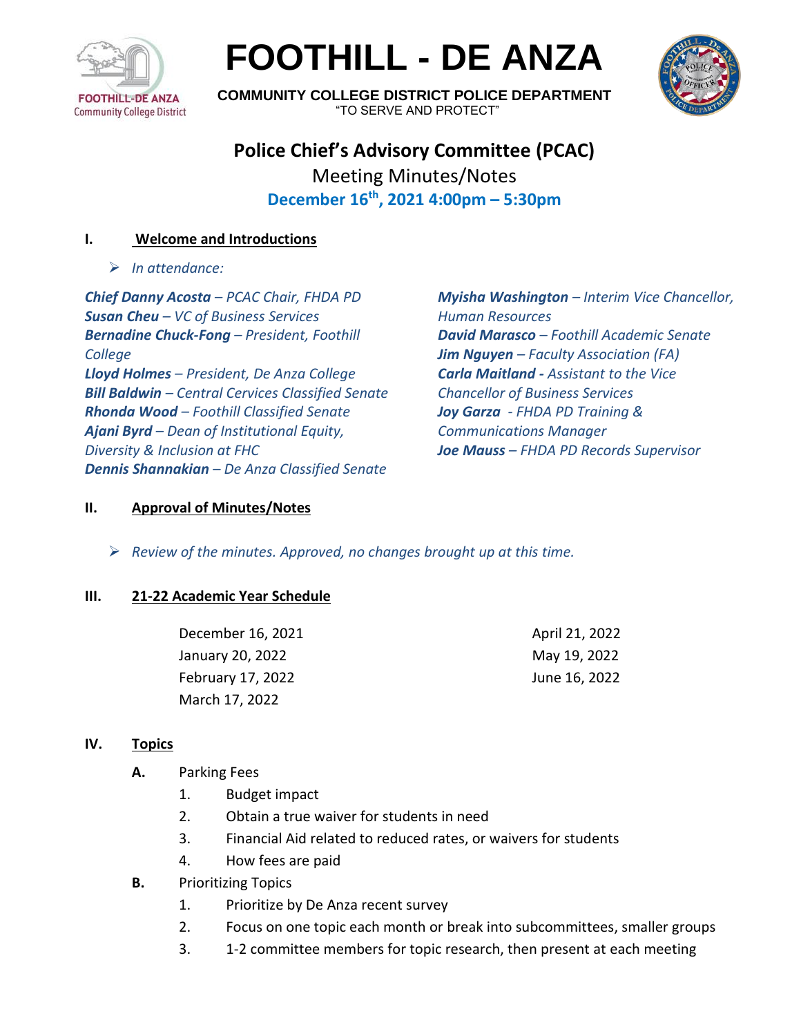# FOOTHILL - DE ANZA

**COMMUNITY COLLEGE DISTRICT POLICE DEPARTMENT**
"TO SERVE AND PROTECT"

## Police Chief's Advisory Committee (PCAC)

Meeting Minutes/Notes

**December 16th, 2021 4:00pm – 5:30pm**

### I. Welcome and Introductions

- *In attendance:*

***Chief Danny Acosta** – PCAC Chair, FHDA PD*
***Susan Cheu** – VC of Business Services*
***Bernadine Chuck-Fong** – President, Foothill College*
***Lloyd Holmes** – President, De Anza College*
***Bill Baldwin** – Central Cervices Classified Senate*
***Rhonda Wood** – Foothill Classified Senate*
***Ajani Byrd** – Dean of Institutional Equity, Diversity & Inclusion at FHC*
***Dennis Shannakian** – De Anza Classified Senate*
***Myisha Washington** – Interim Vice Chancellor, Human Resources*
***David Marasco** – Foothill Academic Senate*
***Jim Nguyen** – Faculty Association (FA)*
***Carla Maitland** - Assistant to the Vice Chancellor of Business Services*
***Joy Garza** - FHDA PD Training & Communications Manager*
***Joe Mauss** – FHDA PD Records Supervisor*

### II. Approval of Minutes/Notes

- *Review of the minutes. Approved, no changes brought up at this time.*

### III. 21-22 Academic Year Schedule

December 16, 2021
January 20, 2022
February 17, 2022
March 17, 2022
April 21, 2022
May 19, 2022
June 16, 2022

### IV. Topics

**A.** Parking Fees

1. Budget impact
2. Obtain a true waiver for students in need
3. Financial Aid related to reduced rates, or waivers for students
4. How fees are paid

**B.** Prioritizing Topics

1. Prioritize by De Anza recent survey
2. Focus on one topic each month or break into subcommittees, smaller groups
3. 1-2 committee members for topic research, then present at each meeting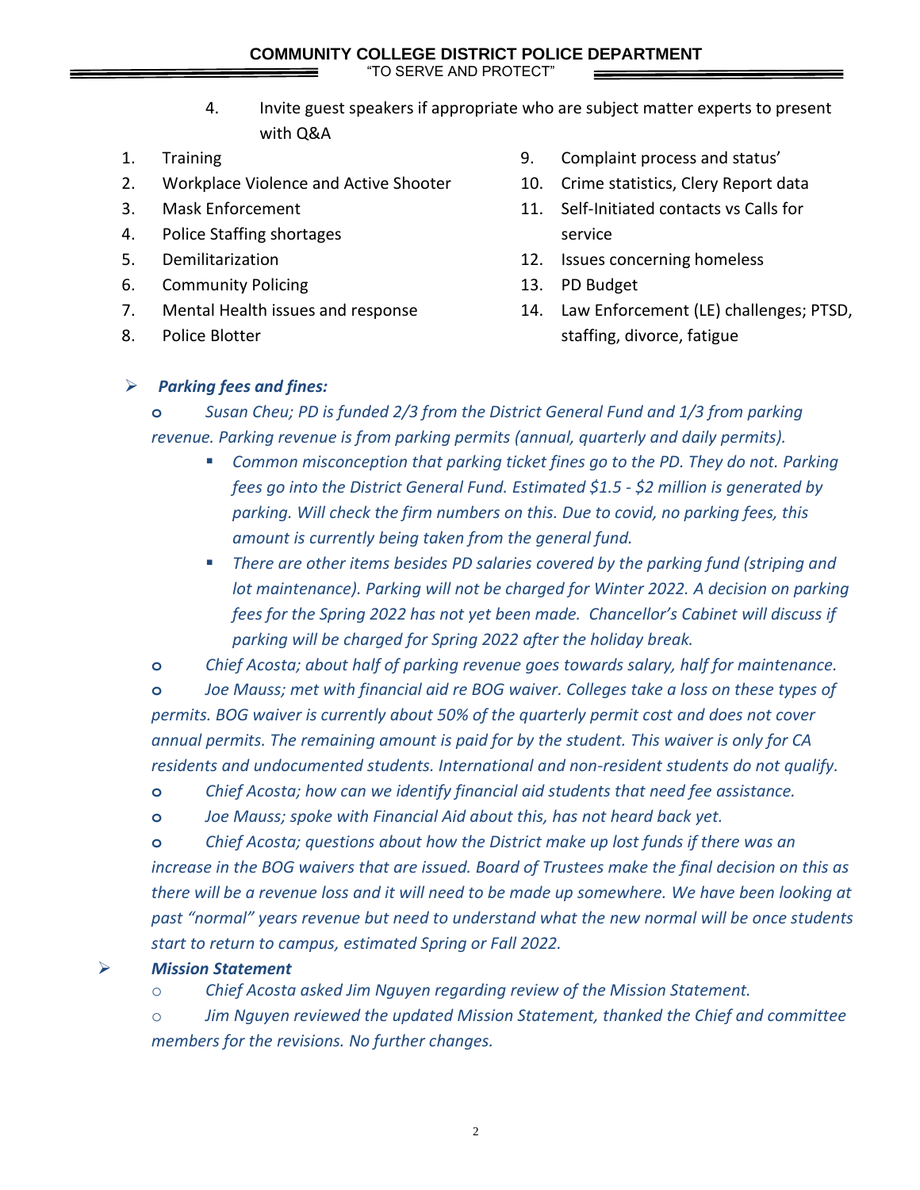4. Invite guest speakers if appropriate who are subject matter experts to present with Q&A

1. Training
2. Workplace Violence and Active Shooter
3. Mask Enforcement
4. Police Staffing shortages
5. Demilitarization
6. Community Policing
7. Mental Health issues and response
8. Police Blotter
9. Complaint process and status'
10. Crime statistics, Clery Report data
11. Self-Initiated contacts vs Calls for service
12. Issues concerning homeless
13. PD Budget
14. Law Enforcement (LE) challenges; PTSD, staffing, divorce, fatigue

- ***Parking fees and fines:***
  - *Susan Cheu; PD is funded 2/3 from the District General Fund and 1/3 from parking revenue. Parking revenue is from parking permits (annual, quarterly and daily permits).*
    - *Common misconception that parking ticket fines go to the PD. They do not. Parking fees go into the District General Fund. Estimated $1.5 - $2 million is generated by parking. Will check the firm numbers on this. Due to covid, no parking fees, this amount is currently being taken from the general fund.*
    - *There are other items besides PD salaries covered by the parking fund (striping and lot maintenance). Parking will not be charged for Winter 2022. A decision on parking fees for the Spring 2022 has not yet been made. Chancellor's Cabinet will discuss if parking will be charged for Spring 2022 after the holiday break.*
  - *Chief Acosta; about half of parking revenue goes towards salary, half for maintenance.*
  - *Joe Mauss; met with financial aid re BOG waiver. Colleges take a loss on these types of permits. BOG waiver is currently about 50% of the quarterly permit cost and does not cover annual permits. The remaining amount is paid for by the student. This waiver is only for CA residents and undocumented students. International and non-resident students do not qualify.*
  - *Chief Acosta; how can we identify financial aid students that need fee assistance.*
  - *Joe Mauss; spoke with Financial Aid about this, has not heard back yet.*
  - *Chief Acosta; questions about how the District make up lost funds if there was an increase in the BOG waivers that are issued. Board of Trustees make the final decision on this as there will be a revenue loss and it will need to be made up somewhere. We have been looking at past "normal" years revenue but need to understand what the new normal will be once students start to return to campus, estimated Spring or Fall 2022.*
- ***Mission Statement***
  - *Chief Acosta asked Jim Nguyen regarding review of the Mission Statement.*
  - *Jim Nguyen reviewed the updated Mission Statement, thanked the Chief and committee members for the revisions. No further changes.*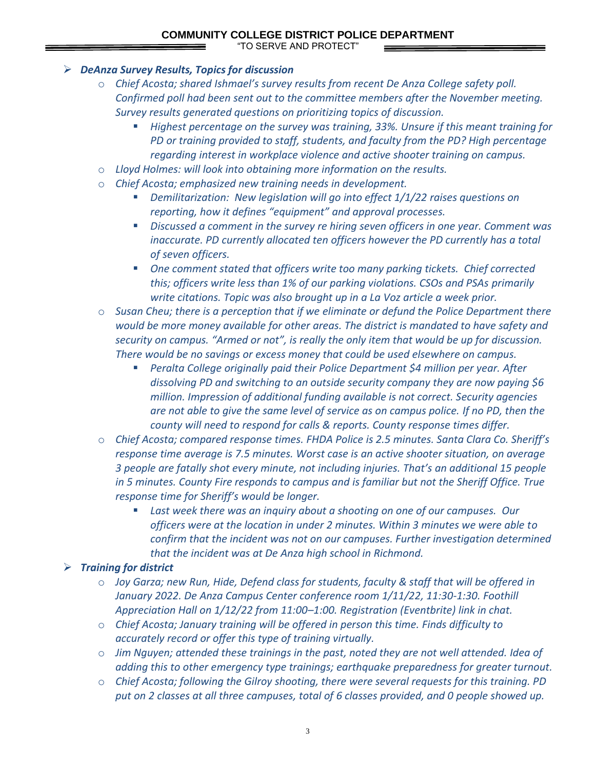- ***DeAnza Survey Results, Topics for discussion***
  - *Chief Acosta; shared Ishmael's survey results from recent De Anza College safety poll. Confirmed poll had been sent out to the committee members after the November meeting. Survey results generated questions on prioritizing topics of discussion.*
    - *Highest percentage on the survey was training, 33%. Unsure if this meant training for PD or training provided to staff, students, and faculty from the PD? High percentage regarding interest in workplace violence and active shooter training on campus.*
  - *Lloyd Holmes: will look into obtaining more information on the results.*
  - *Chief Acosta; emphasized new training needs in development.*
    - *Demilitarization: New legislation will go into effect 1/1/22 raises questions on reporting, how it defines "equipment" and approval processes.*
    - *Discussed a comment in the survey re hiring seven officers in one year. Comment was inaccurate. PD currently allocated ten officers however the PD currently has a total of seven officers.*
    - *One comment stated that officers write too many parking tickets. Chief corrected this; officers write less than 1% of our parking violations. CSOs and PSAs primarily write citations. Topic was also brought up in a La Voz article a week prior.*
  - *Susan Cheu; there is a perception that if we eliminate or defund the Police Department there would be more money available for other areas. The district is mandated to have safety and security on campus. "Armed or not", is really the only item that would be up for discussion. There would be no savings or excess money that could be used elsewhere on campus.*
    - *Peralta College originally paid their Police Department $4 million per year. After dissolving PD and switching to an outside security company they are now paying $6 million. Impression of additional funding available is not correct. Security agencies are not able to give the same level of service as on campus police. If no PD, then the county will need to respond for calls & reports. County response times differ.*
  - *Chief Acosta; compared response times. FHDA Police is 2.5 minutes. Santa Clara Co. Sheriff's response time average is 7.5 minutes. Worst case is an active shooter situation, on average 3 people are fatally shot every minute, not including injuries. That's an additional 15 people in 5 minutes. County Fire responds to campus and is familiar but not the Sheriff Office. True response time for Sheriff's would be longer.*
    - *Last week there was an inquiry about a shooting on one of our campuses. Our officers were at the location in under 2 minutes. Within 3 minutes we were able to confirm that the incident was not on our campuses. Further investigation determined that the incident was at De Anza high school in Richmond.*
- ***Training for district***
  - *Joy Garza; new Run, Hide, Defend class for students, faculty & staff that will be offered in January 2022. De Anza Campus Center conference room 1/11/22, 11:30-1:30. Foothill Appreciation Hall on 1/12/22 from 11:00–1:00. Registration (Eventbrite) link in chat.*
  - *Chief Acosta; January training will be offered in person this time. Finds difficulty to accurately record or offer this type of training virtually.*
  - *Jim Nguyen; attended these trainings in the past, noted they are not well attended. Idea of adding this to other emergency type trainings; earthquake preparedness for greater turnout.*
  - *Chief Acosta; following the Gilroy shooting, there were several requests for this training. PD put on 2 classes at all three campuses, total of 6 classes provided, and 0 people showed up.*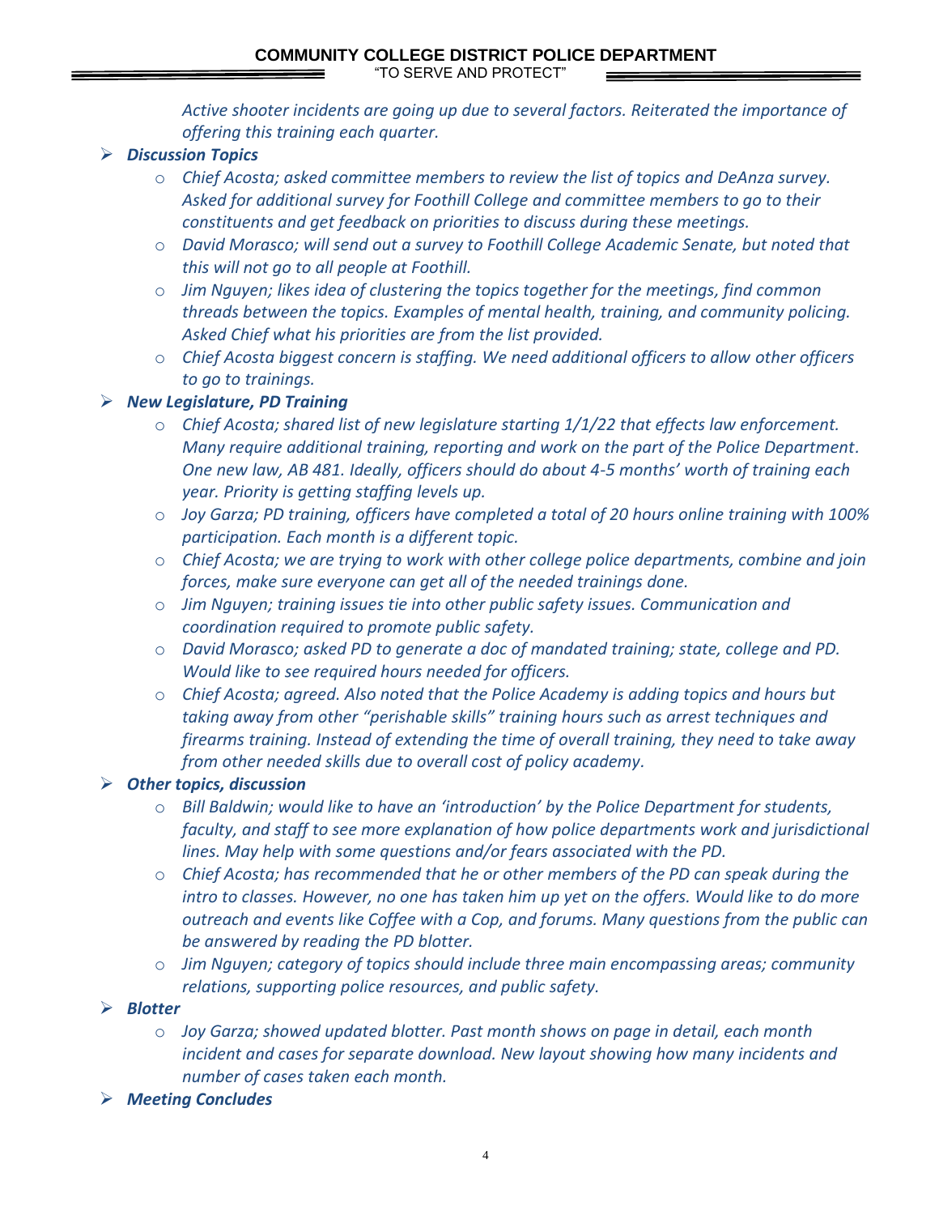*Active shooter incidents are going up due to several factors. Reiterated the importance of offering this training each quarter.*

- ***Discussion Topics***
    - *Chief Acosta; asked committee members to review the list of topics and DeAnza survey. Asked for additional survey for Foothill College and committee members to go to their constituents and get feedback on priorities to discuss during these meetings.*
    - *David Morasco; will send out a survey to Foothill College Academic Senate, but noted that this will not go to all people at Foothill.*
    - *Jim Nguyen; likes idea of clustering the topics together for the meetings, find common threads between the topics. Examples of mental health, training, and community policing. Asked Chief what his priorities are from the list provided.*
    - *Chief Acosta biggest concern is staffing. We need additional officers to allow other officers to go to trainings.*
- ***New Legislature, PD Training***
    - *Chief Acosta; shared list of new legislature starting 1/1/22 that effects law enforcement. Many require additional training, reporting and work on the part of the Police Department. One new law, AB 481. Ideally, officers should do about 4-5 months' worth of training each year. Priority is getting staffing levels up.*
    - *Joy Garza; PD training, officers have completed a total of 20 hours online training with 100% participation. Each month is a different topic.*
    - *Chief Acosta; we are trying to work with other college police departments, combine and join forces, make sure everyone can get all of the needed trainings done.*
    - *Jim Nguyen; training issues tie into other public safety issues. Communication and coordination required to promote public safety.*
    - *David Morasco; asked PD to generate a doc of mandated training; state, college and PD. Would like to see required hours needed for officers.*
    - *Chief Acosta; agreed. Also noted that the Police Academy is adding topics and hours but taking away from other "perishable skills" training hours such as arrest techniques and firearms training. Instead of extending the time of overall training, they need to take away from other needed skills due to overall cost of policy academy.*
- ***Other topics, discussion***
    - *Bill Baldwin; would like to have an 'introduction' by the Police Department for students, faculty, and staff to see more explanation of how police departments work and jurisdictional lines. May help with some questions and/or fears associated with the PD.*
    - *Chief Acosta; has recommended that he or other members of the PD can speak during the intro to classes. However, no one has taken him up yet on the offers. Would like to do more outreach and events like Coffee with a Cop, and forums. Many questions from the public can be answered by reading the PD blotter.*
    - *Jim Nguyen; category of topics should include three main encompassing areas; community relations, supporting police resources, and public safety.*
- ***Blotter***
    - *Joy Garza; showed updated blotter. Past month shows on page in detail, each month incident and cases for separate download. New layout showing how many incidents and number of cases taken each month.*
- ***Meeting Concludes***